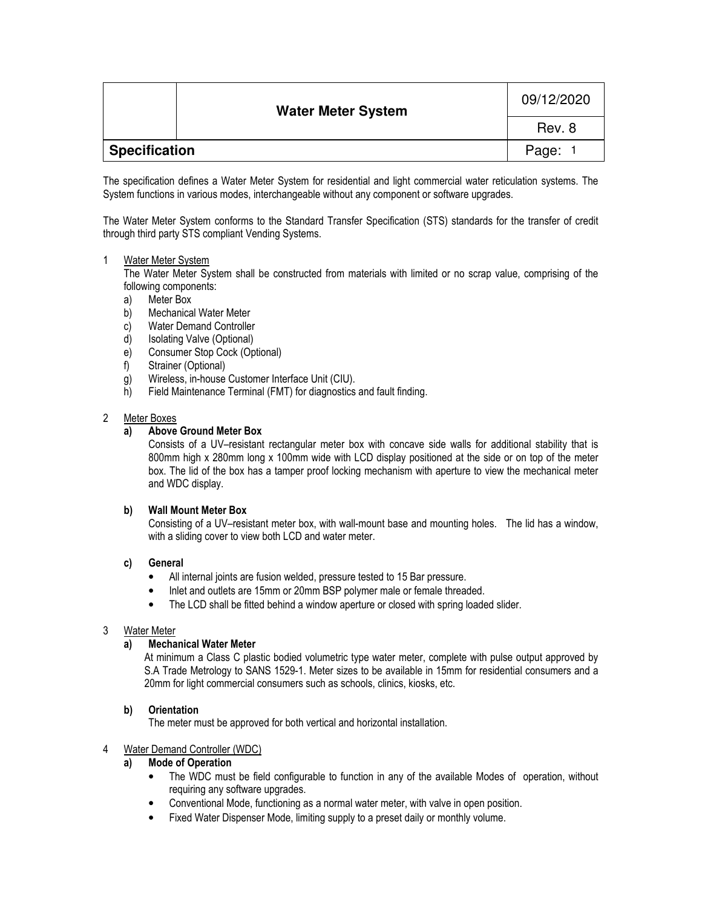| | Water Meter System | 09/12/2020 |
|---|---|---|
| | | Rev. 8 |
| **Specification** | | |

The specification defines a Water Meter System for residential and light commercial water reticulation systems. The System functions in various modes, interchangeable without any component or software upgrades.

The Water Meter System conforms to the Standard Transfer Specification (STS) standards for the transfer of credit through third party STS compliant Vending Systems.

1 Water Meter System

The Water Meter System shall be constructed from materials with limited or no scrap value, comprising of the following components:

a) Meter Box
b) Mechanical Water Meter
c) Water Demand Controller
d) Isolating Valve (Optional)
e) Consumer Stop Cock (Optional)
f) Strainer (Optional)
g) Wireless, in-house Customer Interface Unit (CIU).
h) Field Maintenance Terminal (FMT) for diagnostics and fault finding.

2 Meter Boxes

**a) Above Ground Meter Box**

Consists of a UV–resistant rectangular meter box with concave side walls for additional stability that is 800mm high x 280mm long x 100mm wide with LCD display positioned at the side or on top of the meter box. The lid of the box has a tamper proof locking mechanism with aperture to view the mechanical meter and WDC display.

**b) Wall Mount Meter Box**

Consisting of a UV–resistant meter box, with wall-mount base and mounting holes. The lid has a window, with a sliding cover to view both LCD and water meter.

**c) General**

- All internal joints are fusion welded, pressure tested to 15 Bar pressure.
- Inlet and outlets are 15mm or 20mm BSP polymer male or female threaded.
- The LCD shall be fitted behind a window aperture or closed with spring loaded slider.

3 Water Meter

**a) Mechanical Water Meter**

At minimum a Class C plastic bodied volumetric type water meter, complete with pulse output approved by S.A Trade Metrology to SANS 1529-1. Meter sizes to be available in 15mm for residential consumers and a 20mm for light commercial consumers such as schools, clinics, kiosks, etc.

**b) Orientation**

The meter must be approved for both vertical and horizontal installation.

4 Water Demand Controller (WDC)

**a) Mode of Operation**

- The WDC must be field configurable to function in any of the available Modes of operation, without requiring any software upgrades.
- Conventional Mode, functioning as a normal water meter, with valve in open position.
- Fixed Water Dispenser Mode, limiting supply to a preset daily or monthly volume.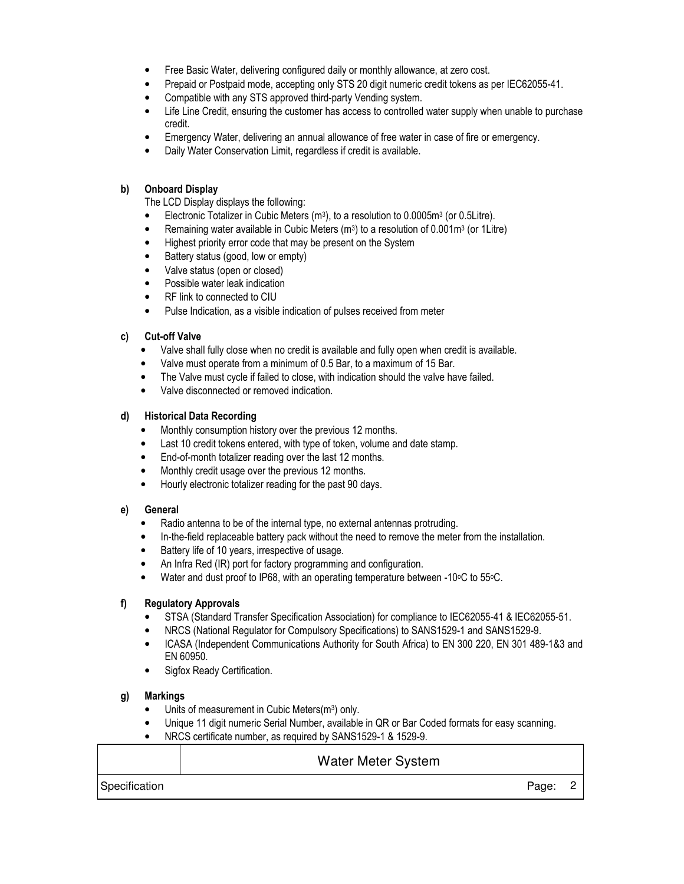- Free Basic Water, delivering configured daily or monthly allowance, at zero cost.
- Prepaid or Postpaid mode, accepting only STS 20 digit numeric credit tokens as per IEC62055-41.
- Compatible with any STS approved third-party Vending system.
- Life Line Credit, ensuring the customer has access to controlled water supply when unable to purchase credit.
- Emergency Water, delivering an annual allowance of free water in case of fire or emergency.
- Daily Water Conservation Limit, regardless if credit is available.

**b) Onboard Display**

The LCD Display displays the following:

- Electronic Totalizer in Cubic Meters ($m^3$), to a resolution to $0.0005m^3$ (or 0.5Litre).
- Remaining water available in Cubic Meters ($m^3$) to a resolution of $0.001m^3$ (or 1Litre)
- Highest priority error code that may be present on the System
- Battery status (good, low or empty)
- Valve status (open or closed)
- Possible water leak indication
- RF link to connected to CIU
- Pulse Indication, as a visible indication of pulses received from meter

**c) Cut-off Valve**

- Valve shall fully close when no credit is available and fully open when credit is available.
- Valve must operate from a minimum of 0.5 Bar, to a maximum of 15 Bar.
- The Valve must cycle if failed to close, with indication should the valve have failed.
- Valve disconnected or removed indication.

**d) Historical Data Recording**

- Monthly consumption history over the previous 12 months.
- Last 10 credit tokens entered, with type of token, volume and date stamp.
- End-of-month totalizer reading over the last 12 months.
- Monthly credit usage over the previous 12 months.
- Hourly electronic totalizer reading for the past 90 days.

**e) General**

- Radio antenna to be of the internal type, no external antennas protruding.
- In-the-field replaceable battery pack without the need to remove the meter from the installation.
- Battery life of 10 years, irrespective of usage.
- An Infra Red (IR) port for factory programming and configuration.
- Water and dust proof to IP68, with an operating temperature between -10°C to 55°C.

**f) Regulatory Approvals**

- STSA (Standard Transfer Specification Association) for compliance to IEC62055-41 & IEC62055-51.
- NRCS (National Regulator for Compulsory Specifications) to SANS1529-1 and SANS1529-9.
- ICASA (Independent Communications Authority for South Africa) to EN 300 220, EN 301 489-1&3 and EN 60950.
- Sigfox Ready Certification.

**g) Markings**

- Units of measurement in Cubic Meters($m^3$) only.
- Unique 11 digit numeric Serial Number, available in QR or Bar Coded formats for easy scanning.
- NRCS certificate number, as required by SANS1529-1 & 1529-9.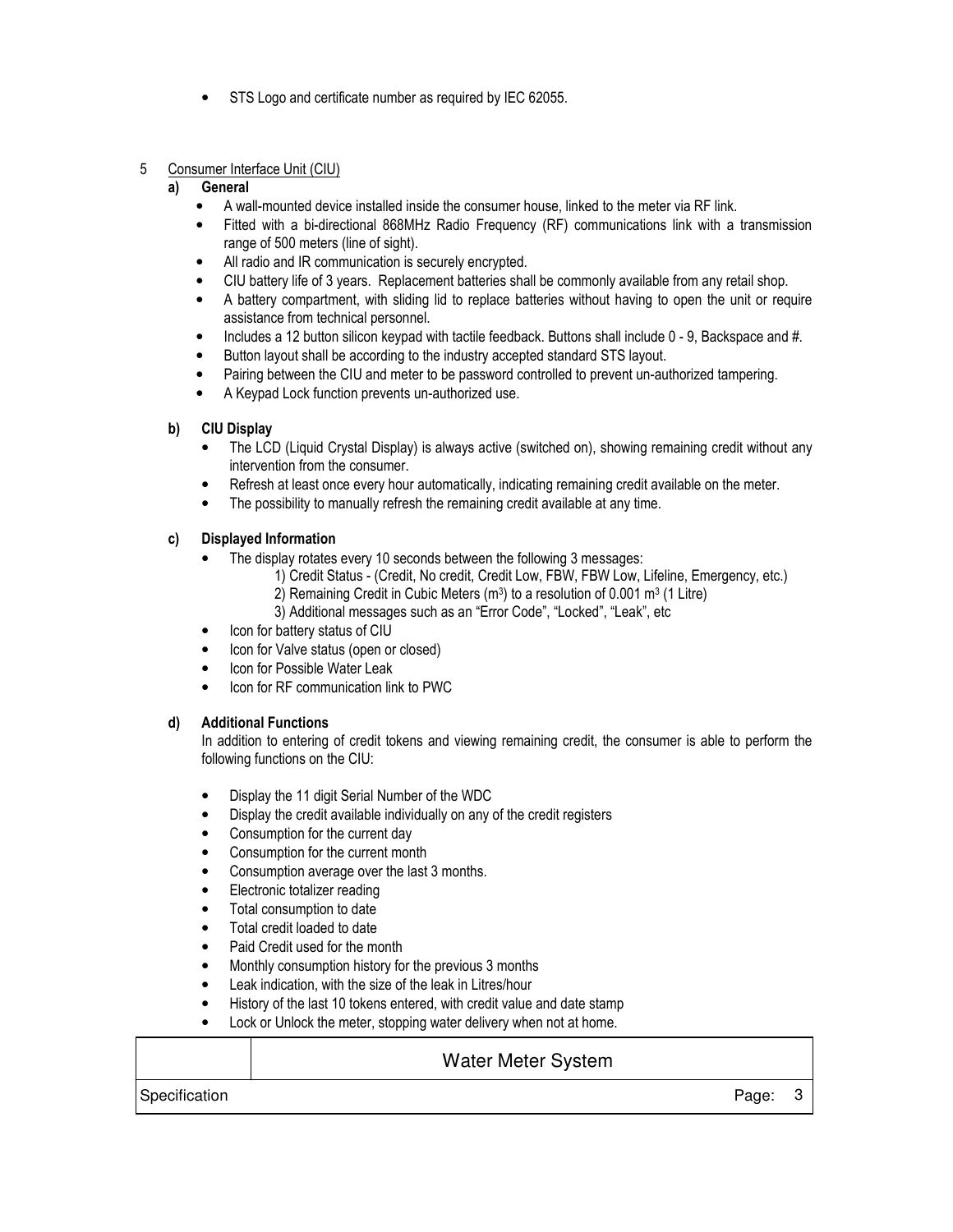- STS Logo and certificate number as required by IEC 62055.

## 5 Consumer Interface Unit (CIU)

### a) General

- A wall-mounted device installed inside the consumer house, linked to the meter via RF link.
- Fitted with a bi-directional 868MHz Radio Frequency (RF) communications link with a transmission range of 500 meters (line of sight).
- All radio and IR communication is securely encrypted.
- CIU battery life of 3 years. Replacement batteries shall be commonly available from any retail shop.
- A battery compartment, with sliding lid to replace batteries without having to open the unit or require assistance from technical personnel.
- Includes a 12 button silicon keypad with tactile feedback. Buttons shall include 0 - 9, Backspace and #.
- Button layout shall be according to the industry accepted standard STS layout.
- Pairing between the CIU and meter to be password controlled to prevent un-authorized tampering.
- A Keypad Lock function prevents un-authorized use.

### b) CIU Display

- The LCD (Liquid Crystal Display) is always active (switched on), showing remaining credit without any intervention from the consumer.
- Refresh at least once every hour automatically, indicating remaining credit available on the meter.
- The possibility to manually refresh the remaining credit available at any time.

### c) Displayed Information

- The display rotates every 10 seconds between the following 3 messages:
  1) Credit Status - (Credit, No credit, Credit Low, FBW, FBW Low, Lifeline, Emergency, etc.)
  2) Remaining Credit in Cubic Meters ($m^3$) to a resolution of 0.001 $m^3$ (1 Litre)
  3) Additional messages such as an "Error Code", "Locked", "Leak", etc
- Icon for battery status of CIU
- Icon for Valve status (open or closed)
- Icon for Possible Water Leak
- Icon for RF communication link to PWC

### d) Additional Functions

In addition to entering of credit tokens and viewing remaining credit, the consumer is able to perform the following functions on the CIU:

- Display the 11 digit Serial Number of the WDC
- Display the credit available individually on any of the credit registers
- Consumption for the current day
- Consumption for the current month
- Consumption average over the last 3 months.
- Electronic totalizer reading
- Total consumption to date
- Total credit loaded to date
- Paid Credit used for the month
- Monthly consumption history for the previous 3 months
- Leak indication, with the size of the leak in Litres/hour
- History of the last 10 tokens entered, with credit value and date stamp
- Lock or Unlock the meter, stopping water delivery when not at home.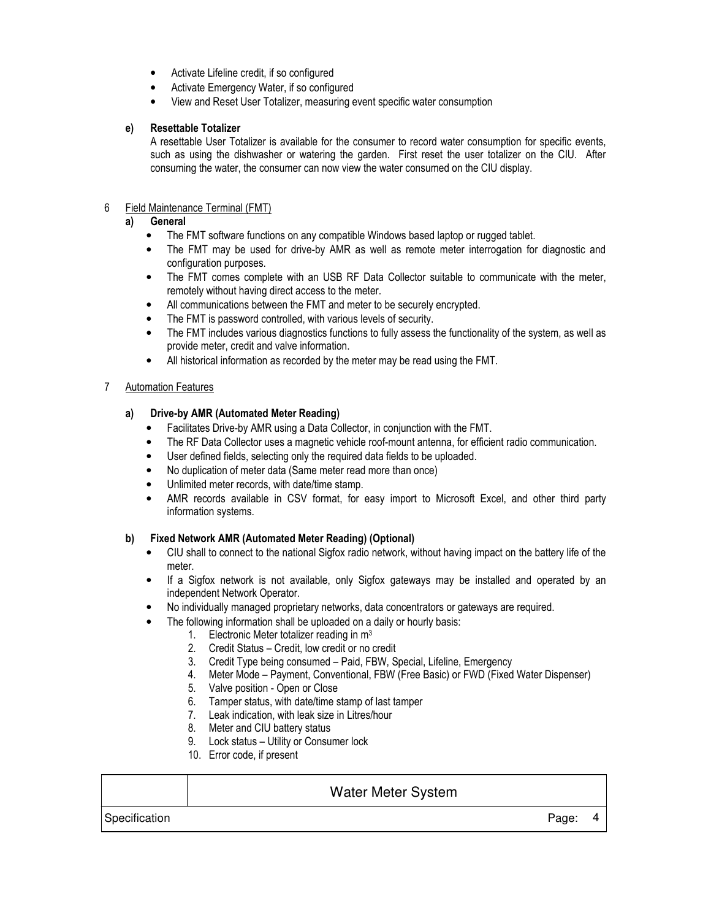- Activate Lifeline credit, if so configured
- Activate Emergency Water, if so configured
- View and Reset User Totalizer, measuring event specific water consumption

**e) Resettable Totalizer**

A resettable User Totalizer is available for the consumer to record water consumption for specific events, such as using the dishwasher or watering the garden. First reset the user totalizer on the CIU. After consuming the water, the consumer can now view the water consumed on the CIU display.

## 6 Field Maintenance Terminal (FMT)

**a) General**

- The FMT software functions on any compatible Windows based laptop or rugged tablet.
- The FMT may be used for drive-by AMR as well as remote meter interrogation for diagnostic and configuration purposes.
- The FMT comes complete with an USB RF Data Collector suitable to communicate with the meter, remotely without having direct access to the meter.
- All communications between the FMT and meter to be securely encrypted.
- The FMT is password controlled, with various levels of security.
- The FMT includes various diagnostics functions to fully assess the functionality of the system, as well as provide meter, credit and valve information.
- All historical information as recorded by the meter may be read using the FMT.

## 7 Automation Features

**a) Drive-by AMR (Automated Meter Reading)**

- Facilitates Drive-by AMR using a Data Collector, in conjunction with the FMT.
- The RF Data Collector uses a magnetic vehicle roof-mount antenna, for efficient radio communication.
- User defined fields, selecting only the required data fields to be uploaded.
- No duplication of meter data (Same meter read more than once)
- Unlimited meter records, with date/time stamp.
- AMR records available in CSV format, for easy import to Microsoft Excel, and other third party information systems.

**b) Fixed Network AMR (Automated Meter Reading) (Optional)**

- CIU shall to connect to the national Sigfox radio network, without having impact on the battery life of the meter.
- If a Sigfox network is not available, only Sigfox gateways may be installed and operated by an independent Network Operator.
- No individually managed proprietary networks, data concentrators or gateways are required.
- The following information shall be uploaded on a daily or hourly basis:
    1. Electronic Meter totalizer reading in $m^3$
    2. Credit Status – Credit, low credit or no credit
    3. Credit Type being consumed – Paid, FBW, Special, Lifeline, Emergency
    4. Meter Mode – Payment, Conventional, FBW (Free Basic) or FWD (Fixed Water Dispenser)
    5. Valve position - Open or Close
    6. Tamper status, with date/time stamp of last tamper
    7. Leak indication, with leak size in Litres/hour
    8. Meter and CIU battery status
    9. Lock status – Utility or Consumer lock
    10. Error code, if present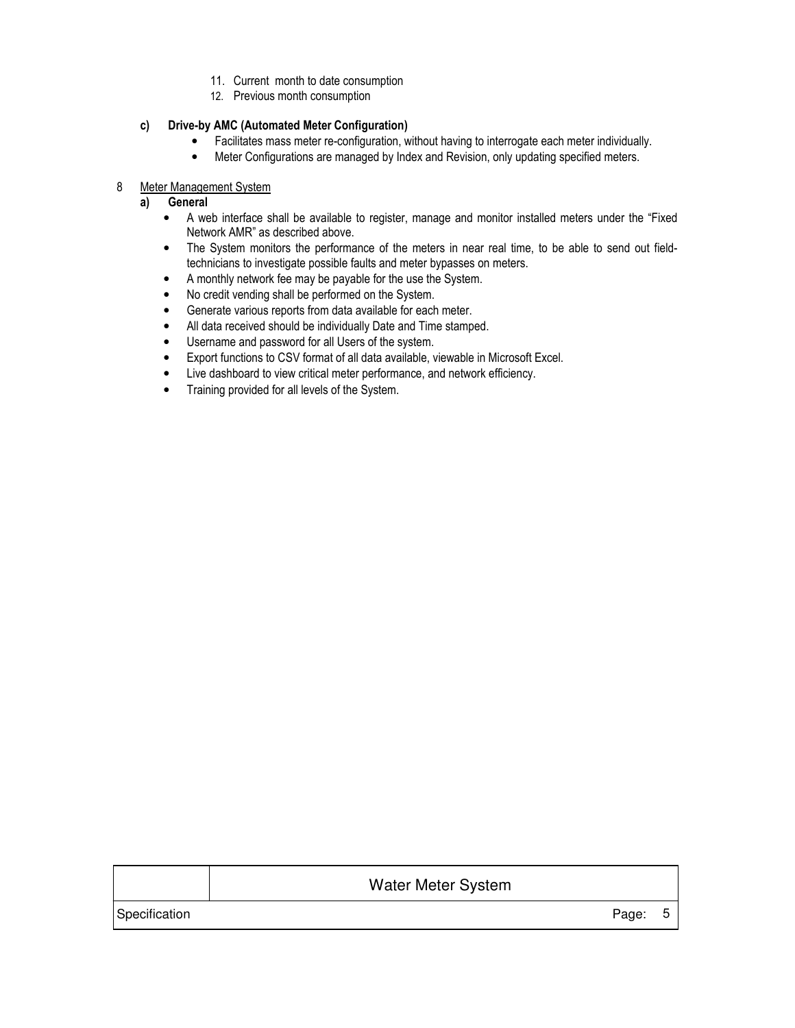11. Current month to date consumption
12. Previous month consumption

**c) Drive-by AMC (Automated Meter Configuration)**

- Facilitates mass meter re-configuration, without having to interrogate each meter individually.
- Meter Configurations are managed by Index and Revision, only updating specified meters.

8 Meter Management System

**a) General**

- A web interface shall be available to register, manage and monitor installed meters under the "Fixed Network AMR" as described above.
- The System monitors the performance of the meters in near real time, to be able to send out field-technicians to investigate possible faults and meter bypasses on meters.
- A monthly network fee may be payable for the use the System.
- No credit vending shall be performed on the System.
- Generate various reports from data available for each meter.
- All data received should be individually Date and Time stamped.
- Username and password for all Users of the system.
- Export functions to CSV format of all data available, viewable in Microsoft Excel.
- Live dashboard to view critical meter performance, and network efficiency.
- Training provided for all levels of the System.